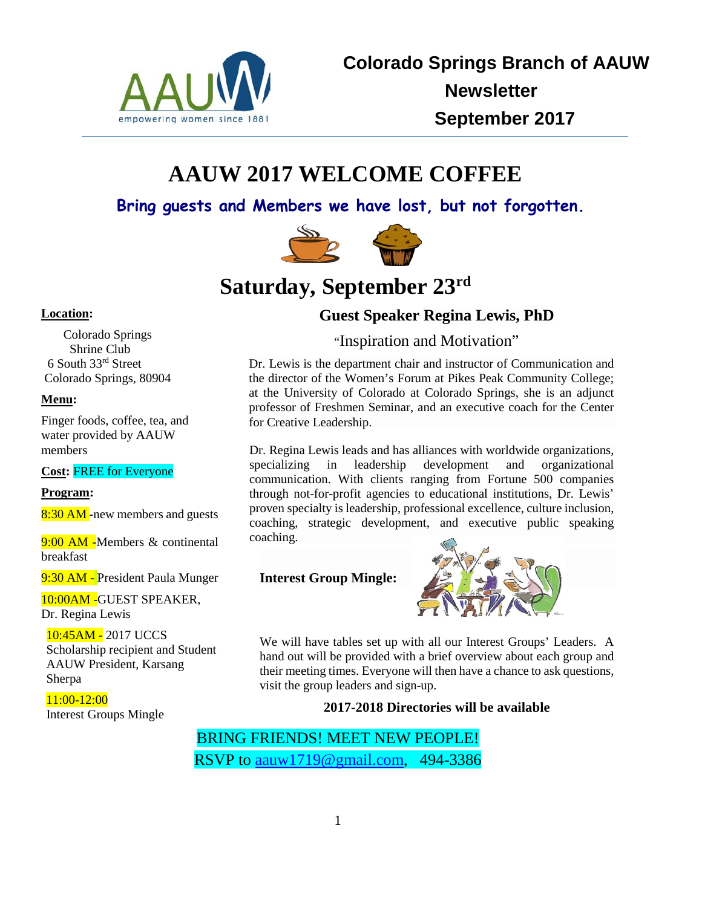# Colorado Springs Branch of AAUW Newsletter September 2017

# AAUW 2017 WELCOME COFFEE

**Bring guests and Members we have lost, but not forgotten.**

## Saturday, September 23rd

**Location:**

Colorado Springs
Shrine Club
6 South 33rd Street
Colorado Springs, 80904

**Menu:**

Finger foods, coffee, tea, and water provided by AAUW members

**Cost:** FREE for Everyone

**Program:**

8:30 AM -new members and guests

9:00 AM -Members & continental breakfast

9:30 AM - President Paula Munger

10:00AM -GUEST SPEAKER, Dr. Regina Lewis

10:45AM - 2017 UCCS Scholarship recipient and Student AAUW President, Karsang Sherpa

11:00-12:00 Interest Groups Mingle

### Guest Speaker Regina Lewis, PhD

"Inspiration and Motivation"

Dr. Lewis is the department chair and instructor of Communication and the director of the Women's Forum at Pikes Peak Community College; at the University of Colorado at Colorado Springs, she is an adjunct professor of Freshmen Seminar, and an executive coach for the Center for Creative Leadership.

Dr. Regina Lewis leads and has alliances with worldwide organizations, specializing in leadership development and organizational communication. With clients ranging from Fortune 500 companies through not-for-profit agencies to educational institutions, Dr. Lewis' proven specialty is leadership, professional excellence, culture inclusion, coaching, strategic development, and executive public speaking coaching.

**Interest Group Mingle:**

We will have tables set up with all our Interest Groups' Leaders. A hand out will be provided with a brief overview about each group and their meeting times. Everyone will then have a chance to ask questions, visit the group leaders and sign-up.

**2017-2018 Directories will be available**

BRING FRIENDS! MEET NEW PEOPLE!
RSVP to aauw1719@gmail.com, 494-3386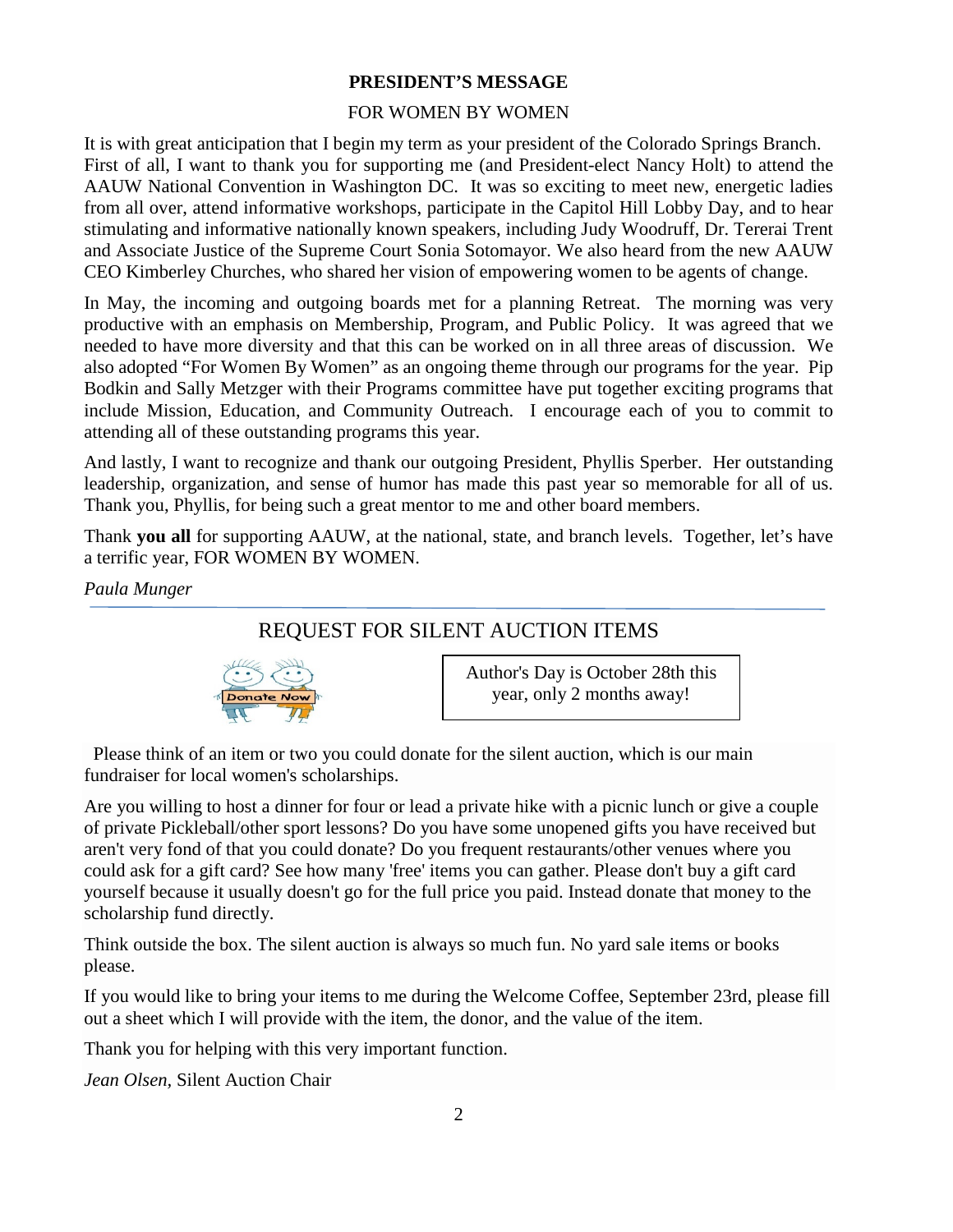## PRESIDENT'S MESSAGE

FOR WOMEN BY WOMEN

It is with great anticipation that I begin my term as your president of the Colorado Springs Branch. First of all, I want to thank you for supporting me (and President-elect Nancy Holt) to attend the AAUW National Convention in Washington DC. It was so exciting to meet new, energetic ladies from all over, attend informative workshops, participate in the Capitol Hill Lobby Day, and to hear stimulating and informative nationally known speakers, including Judy Woodruff, Dr. Tererai Trent and Associate Justice of the Supreme Court Sonia Sotomayor. We also heard from the new AAUW CEO Kimberley Churches, who shared her vision of empowering women to be agents of change.

In May, the incoming and outgoing boards met for a planning Retreat. The morning was very productive with an emphasis on Membership, Program, and Public Policy. It was agreed that we needed to have more diversity and that this can be worked on in all three areas of discussion. We also adopted "For Women By Women" as an ongoing theme through our programs for the year. Pip Bodkin and Sally Metzger with their Programs committee have put together exciting programs that include Mission, Education, and Community Outreach. I encourage each of you to commit to attending all of these outstanding programs this year.

And lastly, I want to recognize and thank our outgoing President, Phyllis Sperber. Her outstanding leadership, organization, and sense of humor has made this past year so memorable for all of us. Thank you, Phyllis, for being such a great mentor to me and other board members.

Thank **you all** for supporting AAUW, at the national, state, and branch levels. Together, let's have a terrific year, FOR WOMEN BY WOMEN.

*Paula Munger*

---

## REQUEST FOR SILENT AUCTION ITEMS

Donate Now

Author's Day is October 28th this year, only 2 months away!

Please think of an item or two you could donate for the silent auction, which is our main fundraiser for local women's scholarships.

Are you willing to host a dinner for four or lead a private hike with a picnic lunch or give a couple of private Pickleball/other sport lessons? Do you have some unopened gifts you have received but aren't very fond of that you could donate? Do you frequent restaurants/other venues where you could ask for a gift card? See how many 'free' items you can gather. Please don't buy a gift card yourself because it usually doesn't go for the full price you paid. Instead donate that money to the scholarship fund directly.

Think outside the box. The silent auction is always so much fun. No yard sale items or books please.

If you would like to bring your items to me during the Welcome Coffee, September 23rd, please fill out a sheet which I will provide with the item, the donor, and the value of the item.

Thank you for helping with this very important function.

*Jean Olsen*, Silent Auction Chair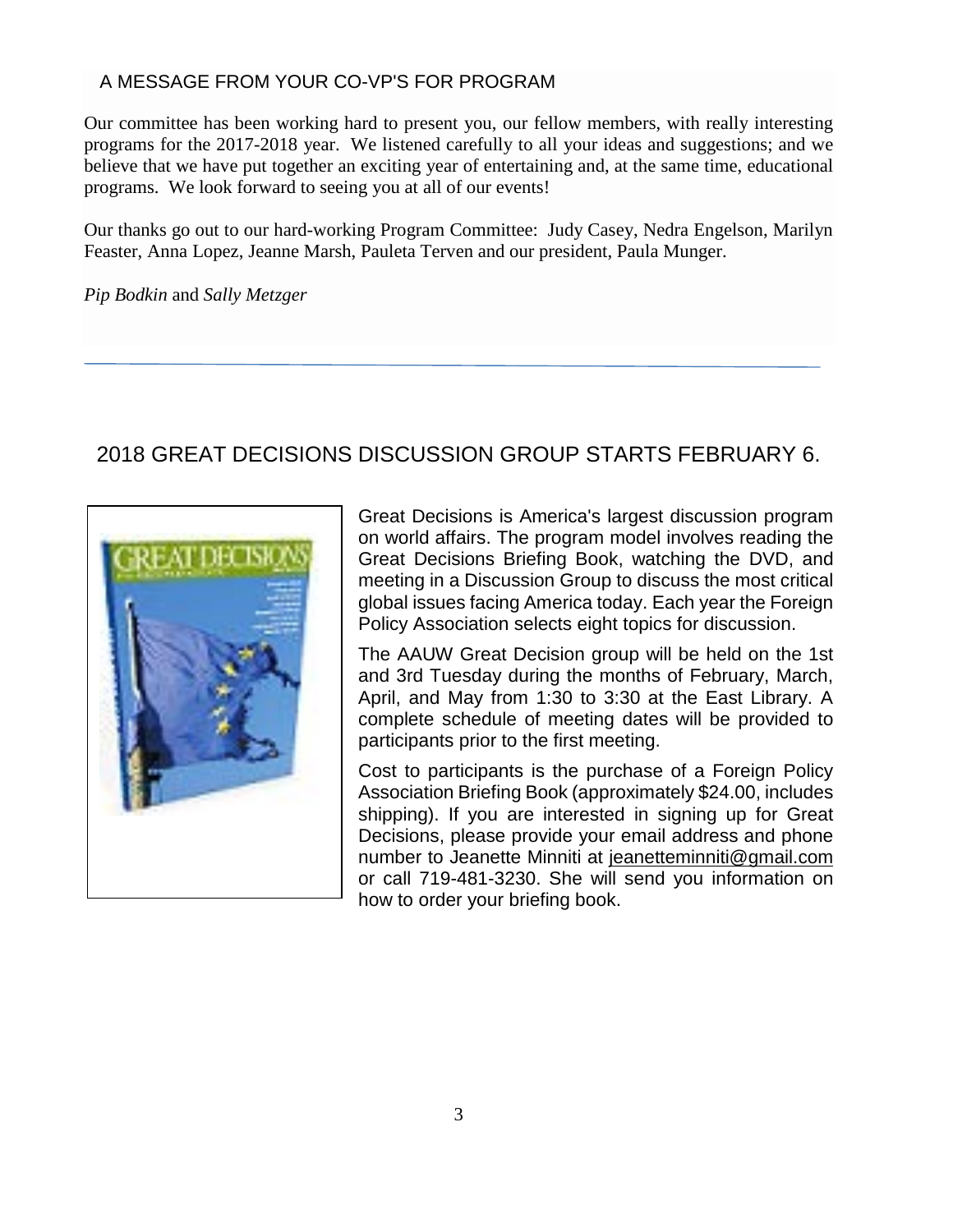## A MESSAGE FROM YOUR CO-VP'S FOR PROGRAM

Our committee has been working hard to present you, our fellow members, with really interesting programs for the 2017-2018 year. We listened carefully to all your ideas and suggestions; and we believe that we have put together an exciting year of entertaining and, at the same time, educational programs. We look forward to seeing you at all of our events!

Our thanks go out to our hard-working Program Committee: Judy Casey, Nedra Engelson, Marilyn Feaster, Anna Lopez, Jeanne Marsh, Pauleta Terven and our president, Paula Munger.

*Pip Bodkin* and *Sally Metzger*

---

## 2018 GREAT DECISIONS DISCUSSION GROUP STARTS FEBRUARY 6.

Great Decisions is America's largest discussion program on world affairs. The program model involves reading the Great Decisions Briefing Book, watching the DVD, and meeting in a Discussion Group to discuss the most critical global issues facing America today. Each year the Foreign Policy Association selects eight topics for discussion.

The AAUW Great Decision group will be held on the 1st and 3rd Tuesday during the months of February, March, April, and May from 1:30 to 3:30 at the East Library. A complete schedule of meeting dates will be provided to participants prior to the first meeting.

Cost to participants is the purchase of a Foreign Policy Association Briefing Book (approximately $24.00, includes shipping). If you are interested in signing up for Great Decisions, please provide your email address and phone number to Jeanette Minniti at jeanetteminniti@gmail.com or call 719-481-3230. She will send you information on how to order your briefing book.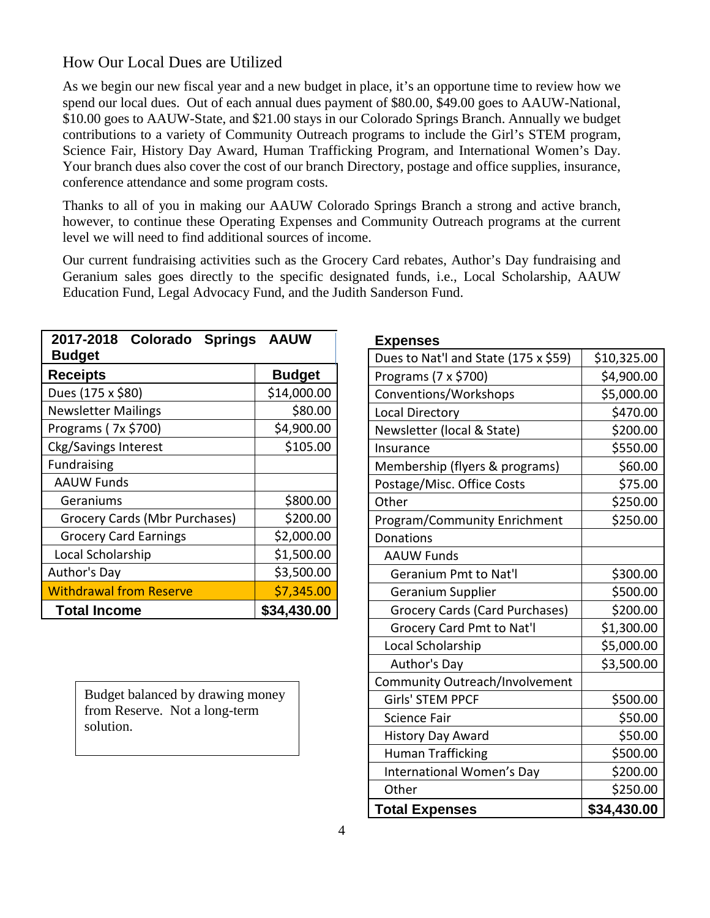## How Our Local Dues are Utilized

As we begin our new fiscal year and a new budget in place, it's an opportune time to review how we spend our local dues. Out of each annual dues payment of $80.00, $49.00 goes to AAUW-National, $10.00 goes to AAUW-State, and $21.00 stays in our Colorado Springs Branch. Annually we budget contributions to a variety of Community Outreach programs to include the Girl's STEM program, Science Fair, History Day Award, Human Trafficking Program, and International Women's Day. Your branch dues also cover the cost of our branch Directory, postage and office supplies, insurance, conference attendance and some program costs.

Thanks to all of you in making our AAUW Colorado Springs Branch a strong and active branch, however, to continue these Operating Expenses and Community Outreach programs at the current level we will need to find additional sources of income.

Our current fundraising activities such as the Grocery Card rebates, Author's Day fundraising and Geranium sales goes directly to the specific designated funds, i.e., Local Scholarship, AAUW Education Fund, Legal Advocacy Fund, and the Judith Sanderson Fund.

**2017-2018 Colorado Springs AAUW Budget**

| Receipts | Budget |
|---|---|
| Dues (175 x $80) | $14,000.00 |
| Newsletter Mailings | $80.00 |
| Programs ( 7x $700) | $4,900.00 |
| Ckg/Savings Interest | $105.00 |
| Fundraising | |
| AAUW Funds | |
| Geraniums | $800.00 |
| Grocery Cards (Mbr Purchases) | $200.00 |
| Grocery Card Earnings | $2,000.00 |
| Local Scholarship | $1,500.00 |
| Author's Day | $3,500.00 |
| Withdrawal from Reserve | $7,345.00 |
| **Total Income** | **$34,430.00** |

Budget balanced by drawing money from Reserve. Not a long-term solution.

**Expenses**

| Expenses | |
|---|---|
| Dues to Nat'l and State (175 x $59) | $10,325.00 |
| Programs (7 x $700) | $4,900.00 |
| Conventions/Workshops | $5,000.00 |
| Local Directory | $470.00 |
| Newsletter (local & State) | $200.00 |
| Insurance | $550.00 |
| Membership (flyers & programs) | $60.00 |
| Postage/Misc. Office Costs | $75.00 |
| Other | $250.00 |
| Program/Community Enrichment | $250.00 |
| Donations | |
| AAUW Funds | |
| Geranium Pmt to Nat'l | $300.00 |
| Geranium Supplier | $500.00 |
| Grocery Cards (Card Purchases) | $200.00 |
| Grocery Card Pmt to Nat'l | $1,300.00 |
| Local Scholarship | $5,000.00 |
| Author's Day | $3,500.00 |
| Community Outreach/Involvement | |
| Girls' STEM PPCF | $500.00 |
| Science Fair | $50.00 |
| History Day Award | $50.00 |
| Human Trafficking | $500.00 |
| International Women's Day | $200.00 |
| Other | $250.00 |
| **Total Expenses** | **$34,430.00** |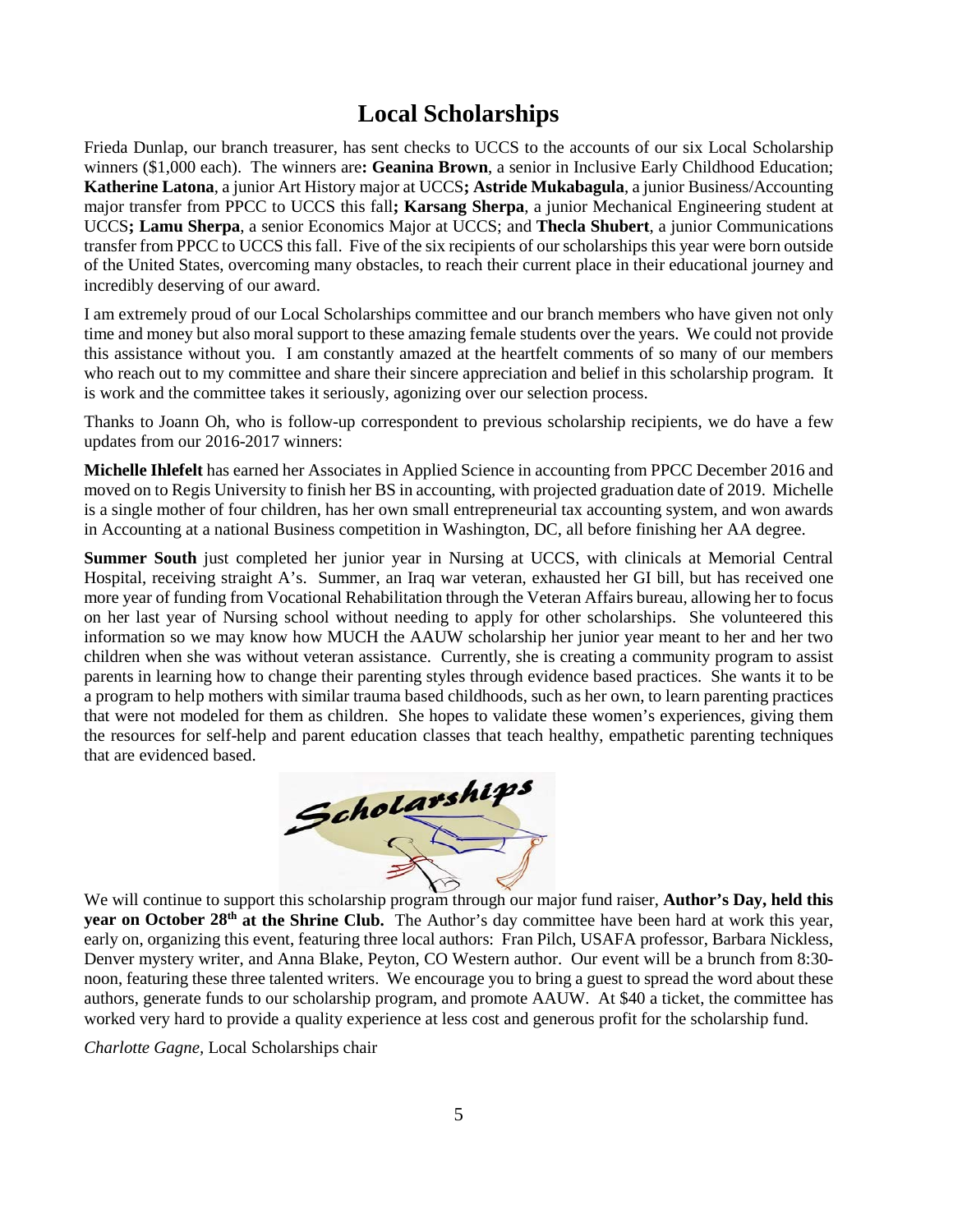# Local Scholarships

Frieda Dunlap, our branch treasurer, has sent checks to UCCS to the accounts of our six Local Scholarship winners ($1,000 each). The winners are**: Geanina Brown**, a senior in Inclusive Early Childhood Education; **Katherine Latona**, a junior Art History major at UCCS**; Astride Mukabagula**, a junior Business/Accounting major transfer from PPCC to UCCS this fall**; Karsang Sherpa**, a junior Mechanical Engineering student at UCCS**; Lamu Sherpa**, a senior Economics Major at UCCS; and **Thecla Shubert**, a junior Communications transfer from PPCC to UCCS this fall. Five of the six recipients of our scholarships this year were born outside of the United States, overcoming many obstacles, to reach their current place in their educational journey and incredibly deserving of our award.

I am extremely proud of our Local Scholarships committee and our branch members who have given not only time and money but also moral support to these amazing female students over the years. We could not provide this assistance without you. I am constantly amazed at the heartfelt comments of so many of our members who reach out to my committee and share their sincere appreciation and belief in this scholarship program. It is work and the committee takes it seriously, agonizing over our selection process.

Thanks to Joann Oh, who is follow-up correspondent to previous scholarship recipients, we do have a few updates from our 2016-2017 winners:

**Michelle Ihlefelt** has earned her Associates in Applied Science in accounting from PPCC December 2016 and moved on to Regis University to finish her BS in accounting, with projected graduation date of 2019. Michelle is a single mother of four children, has her own small entrepreneurial tax accounting system, and won awards in Accounting at a national Business competition in Washington, DC, all before finishing her AA degree.

**Summer South** just completed her junior year in Nursing at UCCS, with clinicals at Memorial Central Hospital, receiving straight A's. Summer, an Iraq war veteran, exhausted her GI bill, but has received one more year of funding from Vocational Rehabilitation through the Veteran Affairs bureau, allowing her to focus on her last year of Nursing school without needing to apply for other scholarships. She volunteered this information so we may know how MUCH the AAUW scholarship her junior year meant to her and her two children when she was without veteran assistance. Currently, she is creating a community program to assist parents in learning how to change their parenting styles through evidence based practices. She wants it to be a program to help mothers with similar trauma based childhoods, such as her own, to learn parenting practices that were not modeled for them as children. She hopes to validate these women's experiences, giving them the resources for self-help and parent education classes that teach healthy, empathetic parenting techniques that are evidenced based.

We will continue to support this scholarship program through our major fund raiser, **Author's Day, held this year on October 28th at the Shrine Club.** The Author's day committee have been hard at work this year, early on, organizing this event, featuring three local authors: Fran Pilch, USAFA professor, Barbara Nickless, Denver mystery writer, and Anna Blake, Peyton, CO Western author. Our event will be a brunch from 8:30-noon, featuring these three talented writers. We encourage you to bring a guest to spread the word about these authors, generate funds to our scholarship program, and promote AAUW. At $40 a ticket, the committee has worked very hard to provide a quality experience at less cost and generous profit for the scholarship fund.

*Charlotte Gagne*, Local Scholarships chair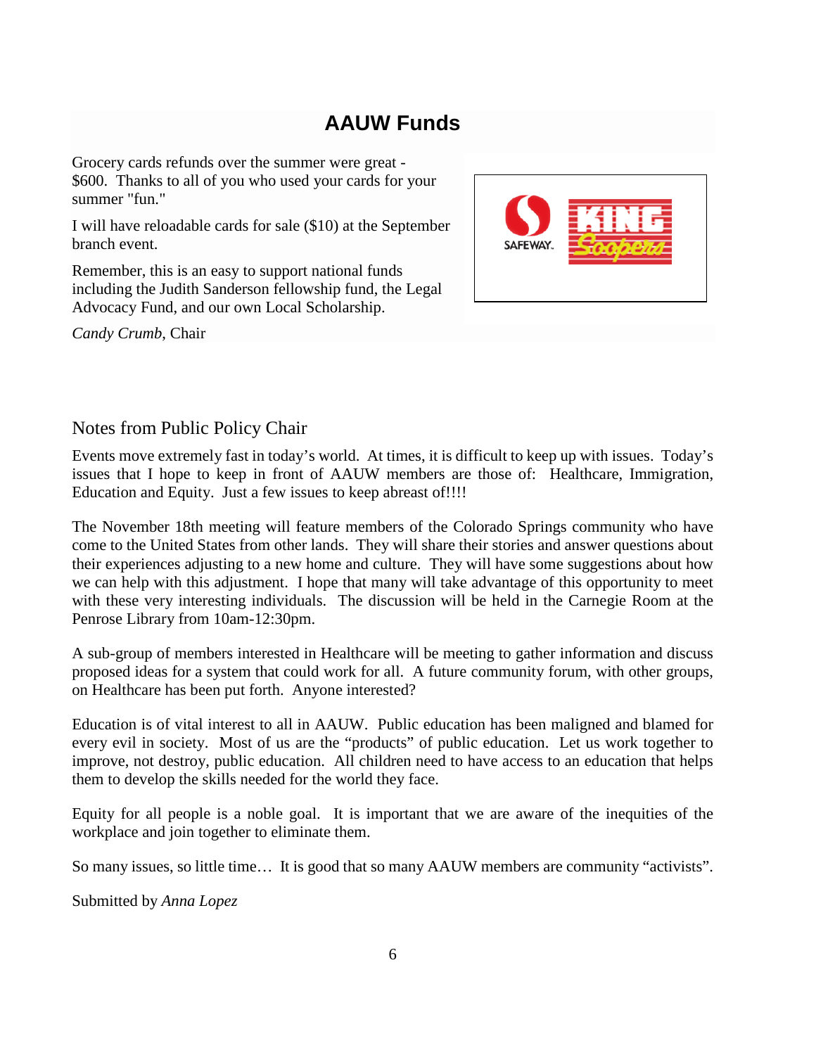# AAUW Funds

Grocery cards refunds over the summer were great - $600. Thanks to all of you who used your cards for your summer "fun."

I will have reloadable cards for sale ($10) at the September branch event.

Remember, this is an easy to support national funds including the Judith Sanderson fellowship fund, the Legal Advocacy Fund, and our own Local Scholarship.

*Candy Crumb*, Chair

## Notes from Public Policy Chair

Events move extremely fast in today's world. At times, it is difficult to keep up with issues. Today's issues that I hope to keep in front of AAUW members are those of: Healthcare, Immigration, Education and Equity. Just a few issues to keep abreast of!!!!

The November 18th meeting will feature members of the Colorado Springs community who have come to the United States from other lands. They will share their stories and answer questions about their experiences adjusting to a new home and culture. They will have some suggestions about how we can help with this adjustment. I hope that many will take advantage of this opportunity to meet with these very interesting individuals. The discussion will be held in the Carnegie Room at the Penrose Library from 10am-12:30pm.

A sub-group of members interested in Healthcare will be meeting to gather information and discuss proposed ideas for a system that could work for all. A future community forum, with other groups, on Healthcare has been put forth. Anyone interested?

Education is of vital interest to all in AAUW. Public education has been maligned and blamed for every evil in society. Most of us are the "products" of public education. Let us work together to improve, not destroy, public education. All children need to have access to an education that helps them to develop the skills needed for the world they face.

Equity for all people is a noble goal. It is important that we are aware of the inequities of the workplace and join together to eliminate them.

So many issues, so little time… It is good that so many AAUW members are community "activists".

Submitted by *Anna Lopez*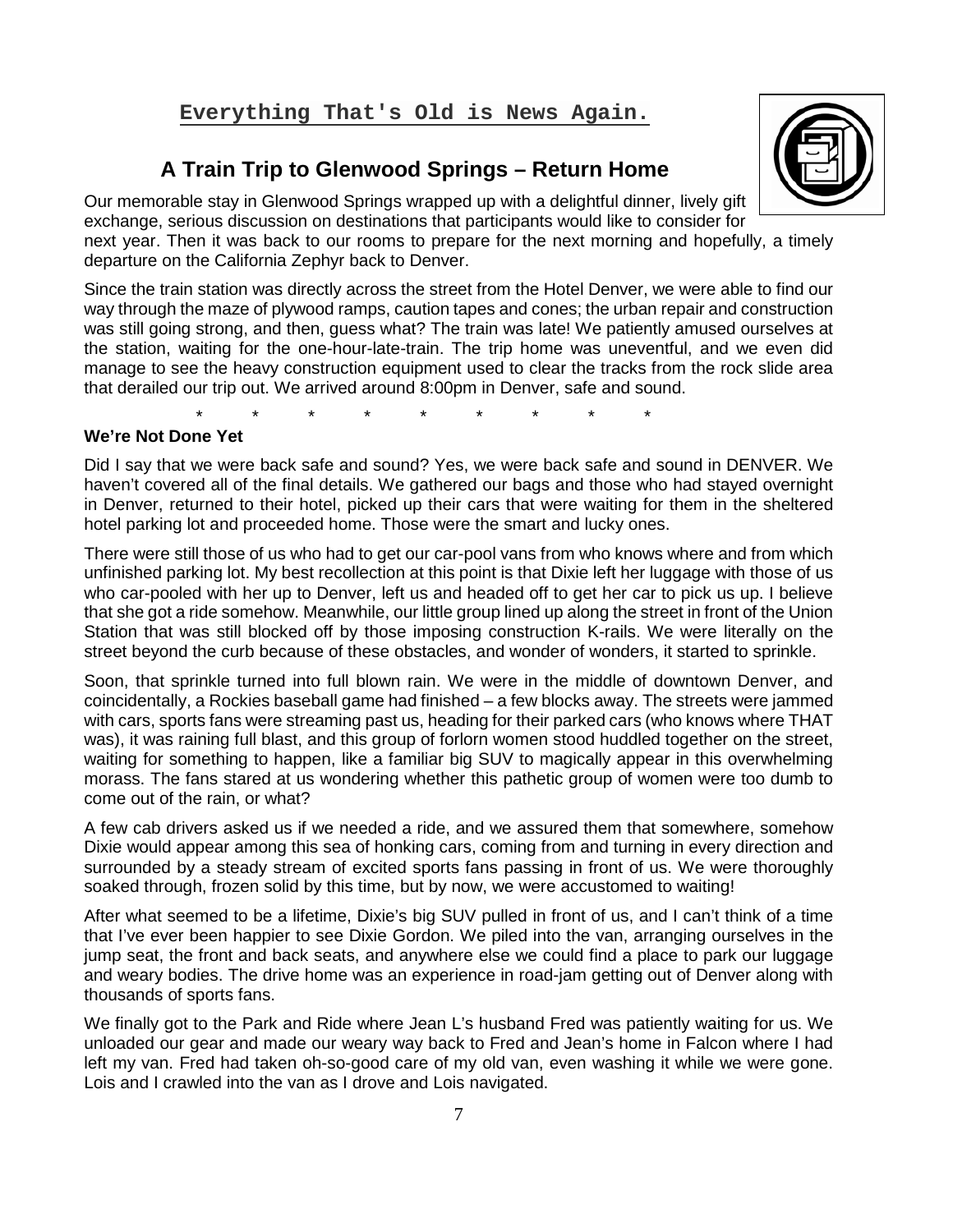**Everything That's Old is News Again.**

## A Train Trip to Glenwood Springs – Return Home

Our memorable stay in Glenwood Springs wrapped up with a delightful dinner, lively gift exchange, serious discussion on destinations that participants would like to consider for next year. Then it was back to our rooms to prepare for the next morning and hopefully, a timely departure on the California Zephyr back to Denver.

Since the train station was directly across the street from the Hotel Denver, we were able to find our way through the maze of plywood ramps, caution tapes and cones; the urban repair and construction was still going strong, and then, guess what? The train was late! We patiently amused ourselves at the station, waiting for the one-hour-late-train. The trip home was uneventful, and we even did manage to see the heavy construction equipment used to clear the tracks from the rock slide area that derailed our trip out. We arrived around 8:00pm in Denver, safe and sound.

\* \* \* \* \* \* \* \* \*

**We're Not Done Yet**

Did I say that we were back safe and sound? Yes, we were back safe and sound in DENVER. We haven't covered all of the final details. We gathered our bags and those who had stayed overnight in Denver, returned to their hotel, picked up their cars that were waiting for them in the sheltered hotel parking lot and proceeded home. Those were the smart and lucky ones.

There were still those of us who had to get our car-pool vans from who knows where and from which unfinished parking lot. My best recollection at this point is that Dixie left her luggage with those of us who car-pooled with her up to Denver, left us and headed off to get her car to pick us up. I believe that she got a ride somehow. Meanwhile, our little group lined up along the street in front of the Union Station that was still blocked off by those imposing construction K-rails. We were literally on the street beyond the curb because of these obstacles, and wonder of wonders, it started to sprinkle.

Soon, that sprinkle turned into full blown rain. We were in the middle of downtown Denver, and coincidentally, a Rockies baseball game had finished – a few blocks away. The streets were jammed with cars, sports fans were streaming past us, heading for their parked cars (who knows where THAT was), it was raining full blast, and this group of forlorn women stood huddled together on the street, waiting for something to happen, like a familiar big SUV to magically appear in this overwhelming morass. The fans stared at us wondering whether this pathetic group of women were too dumb to come out of the rain, or what?

A few cab drivers asked us if we needed a ride, and we assured them that somewhere, somehow Dixie would appear among this sea of honking cars, coming from and turning in every direction and surrounded by a steady stream of excited sports fans passing in front of us. We were thoroughly soaked through, frozen solid by this time, but by now, we were accustomed to waiting!

After what seemed to be a lifetime, Dixie's big SUV pulled in front of us, and I can't think of a time that I've ever been happier to see Dixie Gordon. We piled into the van, arranging ourselves in the jump seat, the front and back seats, and anywhere else we could find a place to park our luggage and weary bodies. The drive home was an experience in road-jam getting out of Denver along with thousands of sports fans.

We finally got to the Park and Ride where Jean L's husband Fred was patiently waiting for us. We unloaded our gear and made our weary way back to Fred and Jean's home in Falcon where I had left my van. Fred had taken oh-so-good care of my old van, even washing it while we were gone. Lois and I crawled into the van as I drove and Lois navigated.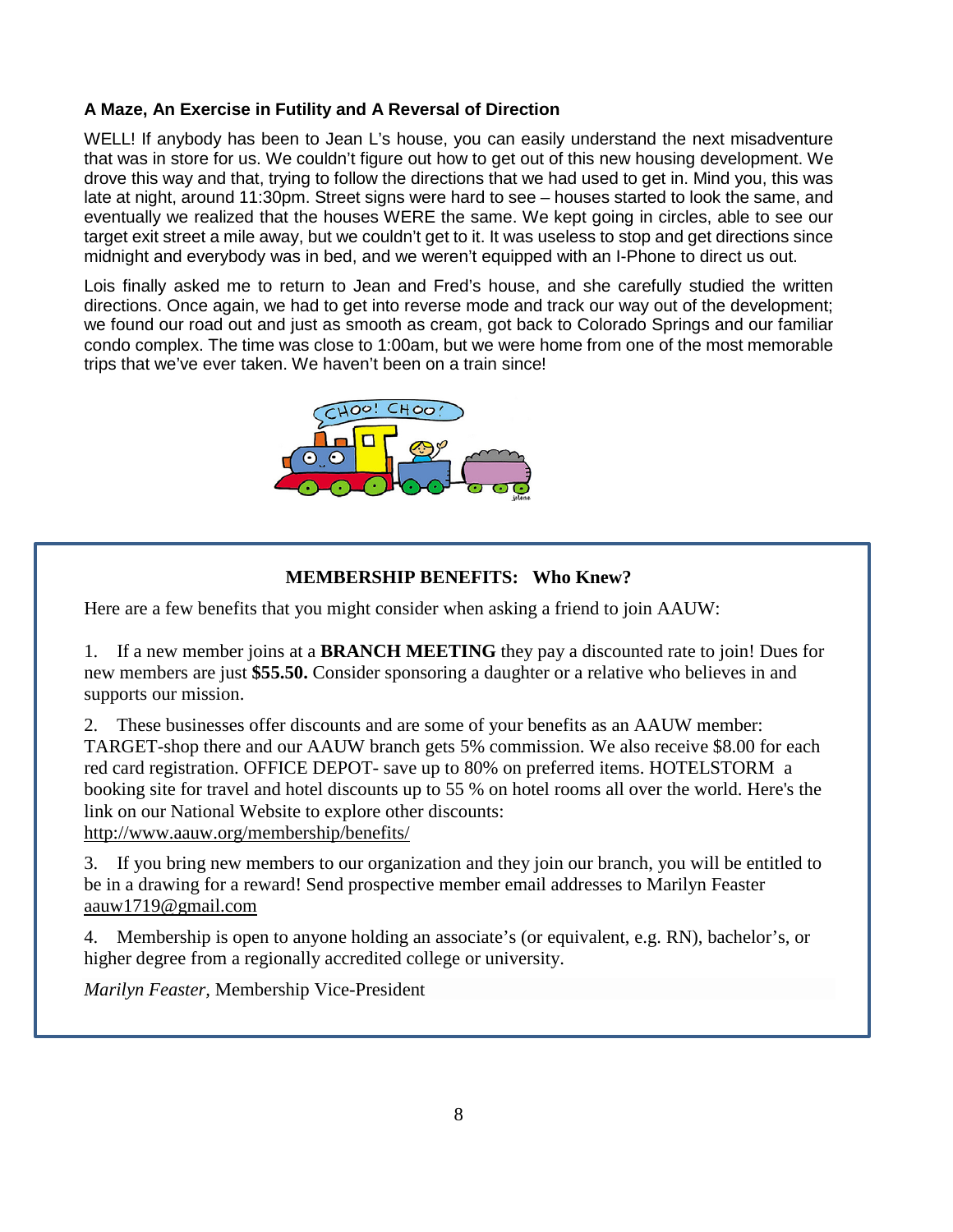### A Maze, An Exercise in Futility and A Reversal of Direction

WELL! If anybody has been to Jean L's house, you can easily understand the next misadventure that was in store for us. We couldn't figure out how to get out of this new housing development. We drove this way and that, trying to follow the directions that we had used to get in. Mind you, this was late at night, around 11:30pm. Street signs were hard to see – houses started to look the same, and eventually we realized that the houses WERE the same. We kept going in circles, able to see our target exit street a mile away, but we couldn't get to it. It was useless to stop and get directions since midnight and everybody was in bed, and we weren't equipped with an I-Phone to direct us out.

Lois finally asked me to return to Jean and Fred's house, and she carefully studied the written directions. Once again, we had to get into reverse mode and track our way out of the development; we found our road out and just as smooth as cream, got back to Colorado Springs and our familiar condo complex. The time was close to 1:00am, but we were home from one of the most memorable trips that we've ever taken. We haven't been on a train since!

### MEMBERSHIP BENEFITS: Who Knew?

Here are a few benefits that you might consider when asking a friend to join AAUW:

1. If a new member joins at a **BRANCH MEETING** they pay a discounted rate to join! Dues for new members are just **$55.50.** Consider sponsoring a daughter or a relative who believes in and supports our mission.

2. These businesses offer discounts and are some of your benefits as an AAUW member: TARGET-shop there and our AAUW branch gets 5% commission. We also receive $8.00 for each red card registration. OFFICE DEPOT- save up to 80% on preferred items. HOTELSTORM a booking site for travel and hotel discounts up to 55 % on hotel rooms all over the world. Here's the link on our National Website to explore other discounts: http://www.aauw.org/membership/benefits/

3. If you bring new members to our organization and they join our branch, you will be entitled to be in a drawing for a reward! Send prospective member email addresses to Marilyn Feaster aauw1719@gmail.com

4. Membership is open to anyone holding an associate's (or equivalent, e.g. RN), bachelor's, or higher degree from a regionally accredited college or university.

*Marilyn Feaster*, Membership Vice-President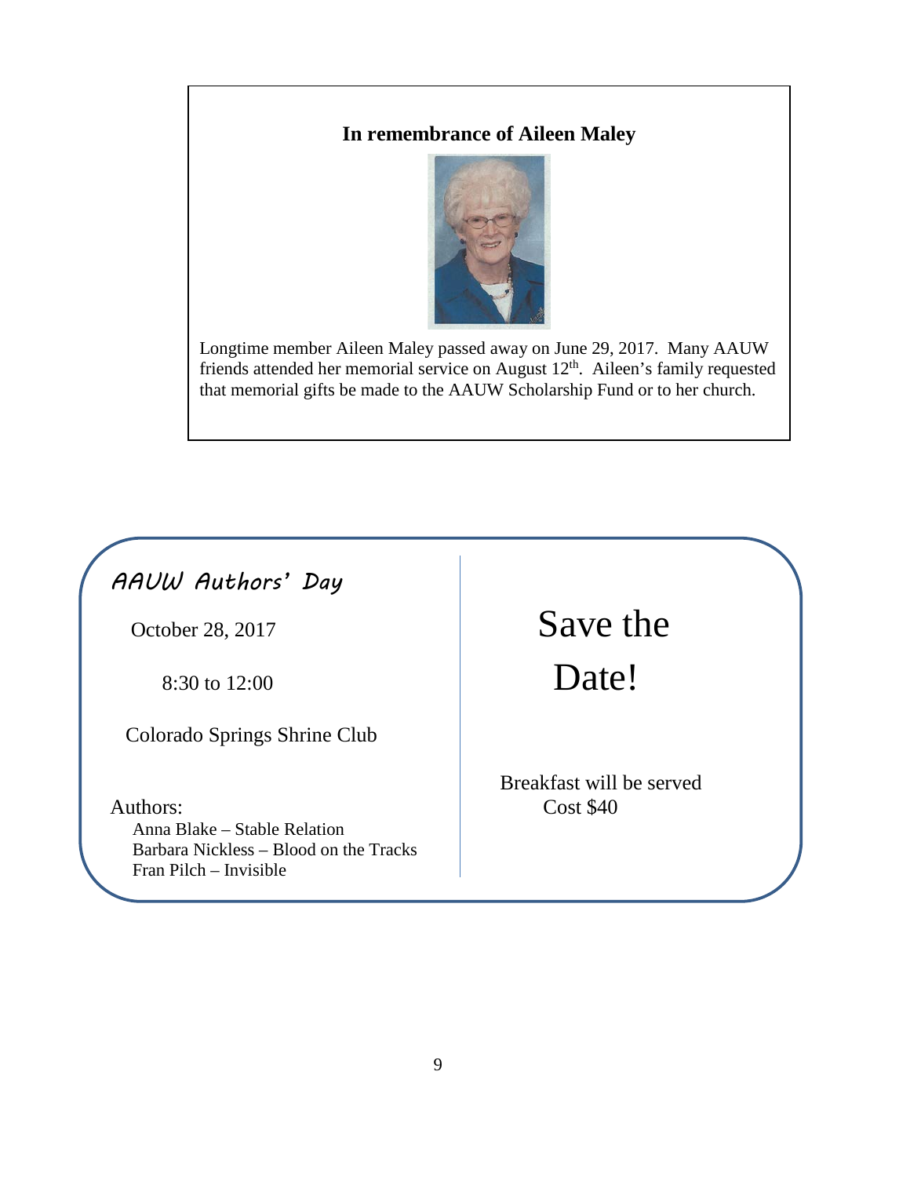**In remembrance of Aileen Maley**

Longtime member Aileen Maley passed away on June 29, 2017. Many AAUW friends attended her memorial service on August 12th. Aileen's family requested that memorial gifts be made to the AAUW Scholarship Fund or to her church.

## AAUW Authors' Day

October 28, 2017

8:30 to 12:00

Colorado Springs Shrine Club

Authors:

- Anna Blake – Stable Relation
- Barbara Nickless – Blood on the Tracks
- Fran Pilch – Invisible

# Save the Date!

Breakfast will be served

Cost $40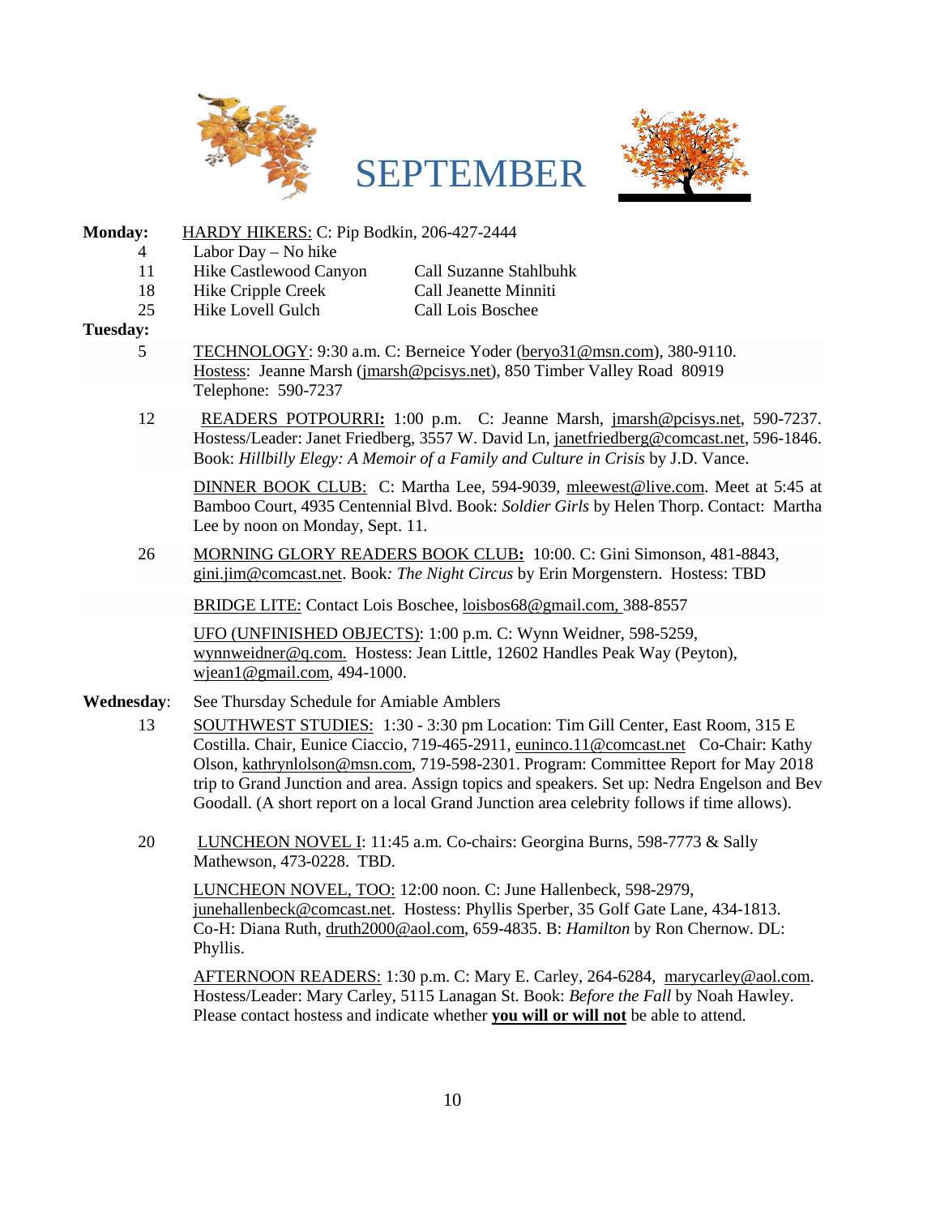# SEPTEMBER

**Monday:** HARDY HIKERS: C: Pip Bodkin, 206-427-2444

| | | |
|---|---|---|
| 4 | Labor Day – No hike | |
| 11 | Hike Castlewood Canyon | Call Suzanne Stahlbuhk |
| 18 | Hike Cripple Creek | Call Jeanette Minniti |
| 25 | Hike Lovell Gulch | Call Lois Boschee |

**Tuesday:**

5 — TECHNOLOGY: 9:30 a.m. C: Berneice Yoder (beryo31@msn.com), 380-9110. Hostess: Jeanne Marsh (jmarsh@pcisys.net), 850 Timber Valley Road 80919 Telephone: 590-7237

12 — READERS POTPOURRI**:** 1:00 p.m. C: Jeanne Marsh, jmarsh@pcisys.net, 590-7237. Hostess/Leader: Janet Friedberg, 3557 W. David Ln, janetfriedberg@comcast.net, 596-1846. Book: *Hillbilly Elegy: A Memoir of a Family and Culture in Crisis* by J.D. Vance.

DINNER BOOK CLUB: C: Martha Lee, 594-9039, mleewest@live.com. Meet at 5:45 at Bamboo Court, 4935 Centennial Blvd. Book: *Soldier Girls* by Helen Thorp. Contact: Martha Lee by noon on Monday, Sept. 11.

26 — MORNING GLORY READERS BOOK CLUB**:** 10:00. C: Gini Simonson, 481-8843, gini.jim@comcast.net. Book*: The Night Circus* by Erin Morgenstern. Hostess: TBD

BRIDGE LITE: Contact Lois Boschee, loisbos68@gmail.com, 388-8557

UFO (UNFINISHED OBJECTS): 1:00 p.m. C: Wynn Weidner, 598-5259, wynnweidner@q.com. Hostess: Jean Little, 12602 Handles Peak Way (Peyton), wjean1@gmail.com, 494-1000.

**Wednesday**: See Thursday Schedule for Amiable Amblers

13 — SOUTHWEST STUDIES: 1:30 - 3:30 pm Location: Tim Gill Center, East Room, 315 E Costilla. Chair, Eunice Ciaccio, 719-465-2911, euninco.11@comcast.net Co-Chair: Kathy Olson, kathrynlolson@msn.com, 719-598-2301. Program: Committee Report for May 2018 trip to Grand Junction and area. Assign topics and speakers. Set up: Nedra Engelson and Bev Goodall. (A short report on a local Grand Junction area celebrity follows if time allows).

20 — LUNCHEON NOVEL I: 11:45 a.m. Co-chairs: Georgina Burns, 598-7773 & Sally Mathewson, 473-0228. TBD.

LUNCHEON NOVEL, TOO: 12:00 noon. C: June Hallenbeck, 598-2979, junehallenbeck@comcast.net. Hostess: Phyllis Sperber, 35 Golf Gate Lane, 434-1813. Co-H: Diana Ruth, druth2000@aol.com, 659-4835. B: *Hamilton* by Ron Chernow. DL: Phyllis.

AFTERNOON READERS: 1:30 p.m. C: Mary E. Carley, 264-6284, marycarley@aol.com. Hostess/Leader: Mary Carley, 5115 Lanagan St. Book: *Before the Fall* by Noah Hawley. Please contact hostess and indicate whether **you will or will not** be able to attend.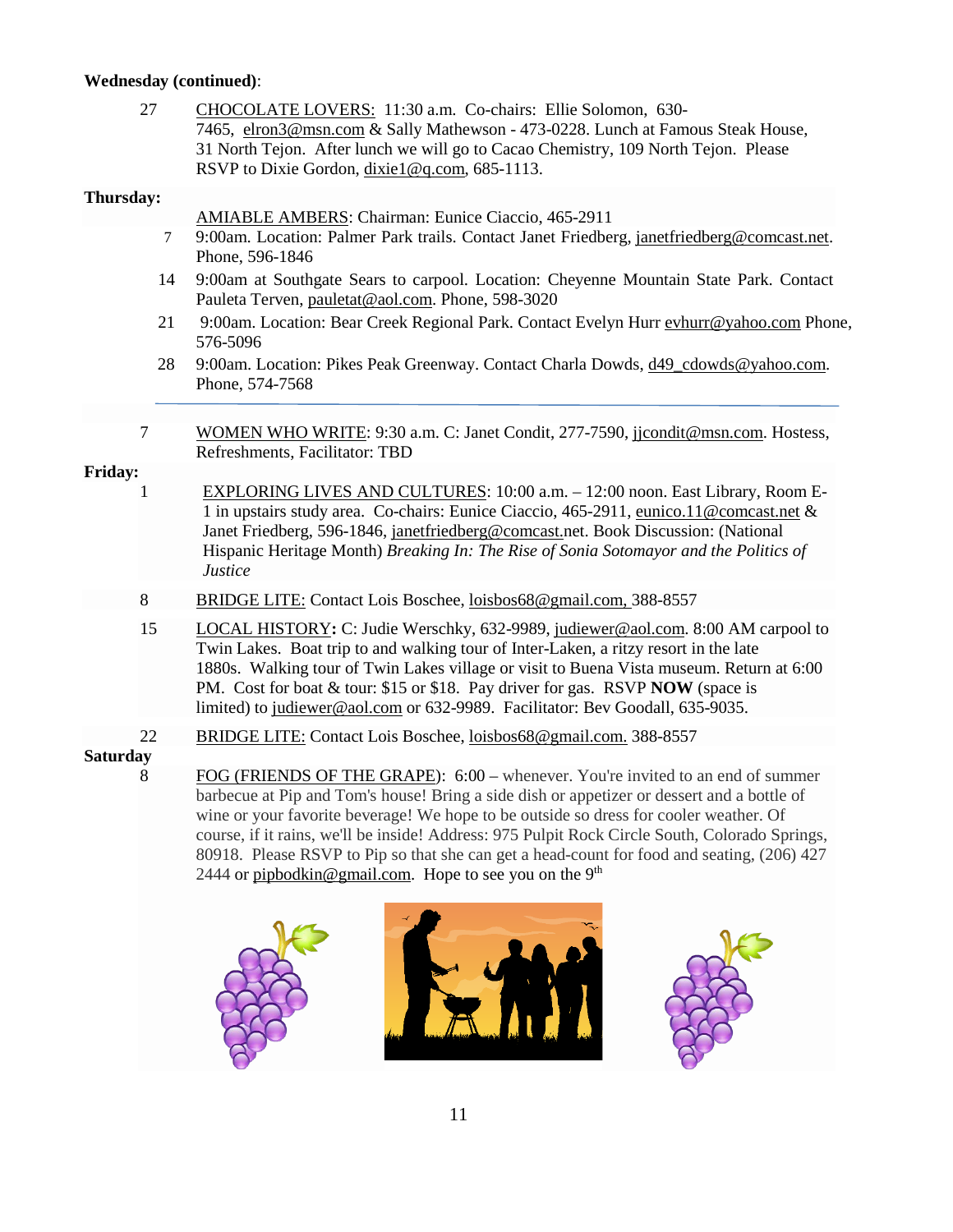**Wednesday (continued)**:

27 CHOCOLATE LOVERS: 11:30 a.m. Co-chairs: Ellie Solomon, 630-7465, elron3@msn.com & Sally Mathewson - 473-0228. Lunch at Famous Steak House, 31 North Tejon. After lunch we will go to Cacao Chemistry, 109 North Tejon. Please RSVP to Dixie Gordon, dixie1@q.com, 685-1113.

**Thursday:**

AMIABLE AMBERS: Chairman: Eunice Ciaccio, 465-2911

7 9:00am. Location: Palmer Park trails. Contact Janet Friedberg, janetfriedberg@comcast.net. Phone, 596-1846

14 9:00am at Southgate Sears to carpool. Location: Cheyenne Mountain State Park. Contact Pauleta Terven, pauletat@aol.com. Phone, 598-3020

21 9:00am. Location: Bear Creek Regional Park. Contact Evelyn Hurr evhurr@yahoo.com Phone, 576-5096

28 9:00am. Location: Pikes Peak Greenway. Contact Charla Dowds, d49_cdowds@yahoo.com. Phone, 574-7568

---

7 WOMEN WHO WRITE: 9:30 a.m. C: Janet Condit, 277-7590, jjcondit@msn.com. Hostess, Refreshments, Facilitator: TBD

**Friday:**

1 EXPLORING LIVES AND CULTURES: 10:00 a.m. – 12:00 noon. East Library, Room E-1 in upstairs study area. Co-chairs: Eunice Ciaccio, 465-2911, eunico.11@comcast.net & Janet Friedberg, 596-1846, janetfriedberg@comcast.net. Book Discussion: (National Hispanic Heritage Month) *Breaking In: The Rise of Sonia Sotomayor and the Politics of Justice*

8 BRIDGE LITE: Contact Lois Boschee, loisbos68@gmail.com, 388-8557

15 LOCAL HISTORY**:** C: Judie Werschky, 632-9989, judiewer@aol.com. 8:00 AM carpool to Twin Lakes. Boat trip to and walking tour of Inter-Laken, a ritzy resort in the late 1880s. Walking tour of Twin Lakes village or visit to Buena Vista museum. Return at 6:00 PM. Cost for boat & tour: $15 or $18. Pay driver for gas. RSVP **NOW** (space is limited) to judiewer@aol.com or 632-9989. Facilitator: Bev Goodall, 635-9035.

22 BRIDGE LITE: Contact Lois Boschee, loisbos68@gmail.com. 388-8557

**Saturday**

8 FOG (FRIENDS OF THE GRAPE): 6:00 – whenever. You're invited to an end of summer barbecue at Pip and Tom's house! Bring a side dish or appetizer or dessert and a bottle of wine or your favorite beverage! We hope to be outside so dress for cooler weather. Of course, if it rains, we'll be inside! Address: 975 Pulpit Rock Circle South, Colorado Springs, 80918. Please RSVP to Pip so that she can get a head-count for food and seating, (206) 427 2444 or pipbodkin@gmail.com. Hope to see you on the 9th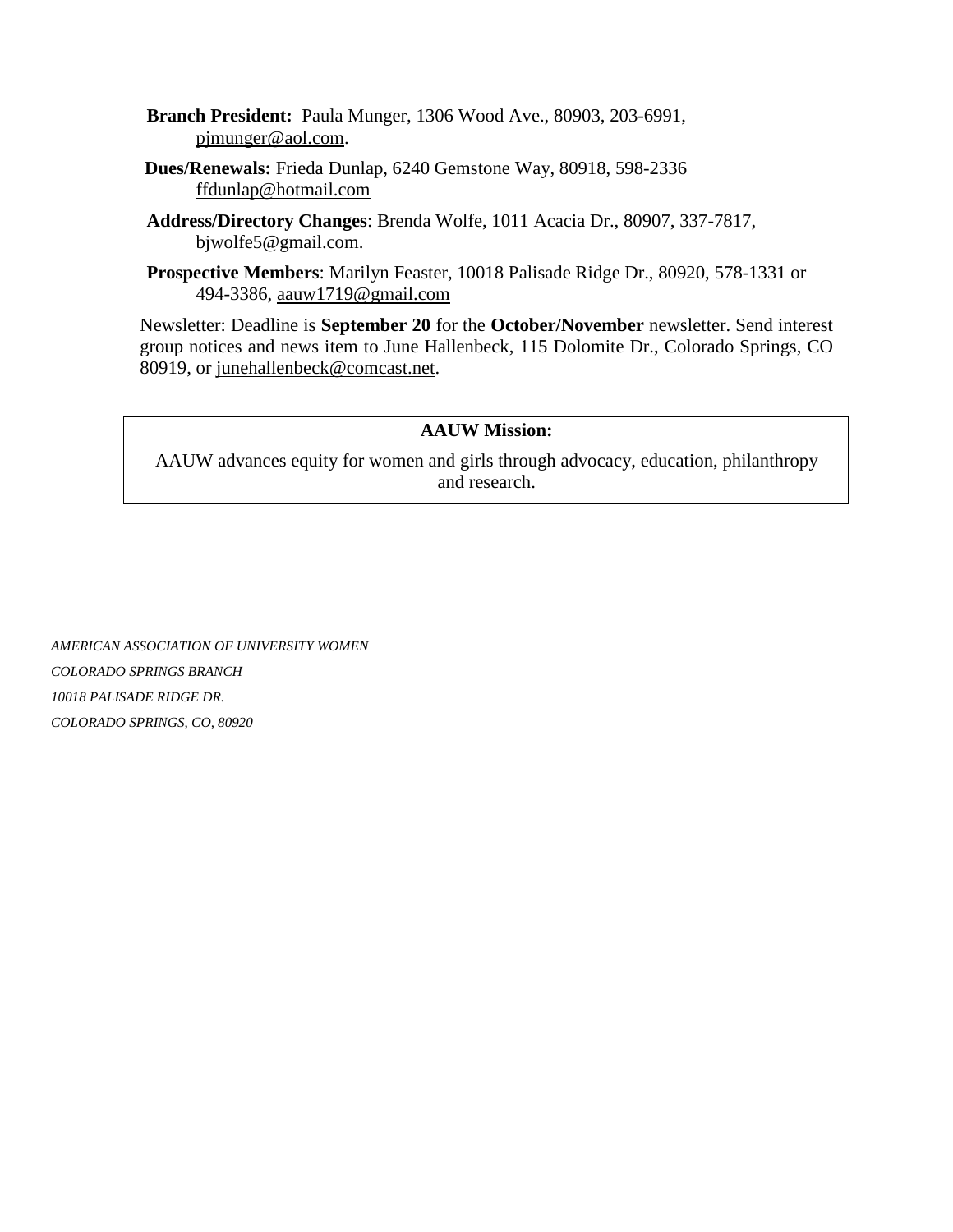**Branch President:** Paula Munger, 1306 Wood Ave., 80903, 203-6991, pjmunger@aol.com.

**Dues/Renewals:** Frieda Dunlap, 6240 Gemstone Way, 80918, 598-2336 ffdunlap@hotmail.com

**Address/Directory Changes**: Brenda Wolfe, 1011 Acacia Dr., 80907, 337-7817, bjwolfe5@gmail.com.

**Prospective Members**: Marilyn Feaster, 10018 Palisade Ridge Dr., 80920, 578-1331 or 494-3386, aauw1719@gmail.com

Newsletter: Deadline is **September 20** for the **October/November** newsletter. Send interest group notices and news item to June Hallenbeck, 115 Dolomite Dr., Colorado Springs, CO 80919, or junehallenbeck@comcast.net.

**AAUW Mission:**

AAUW advances equity for women and girls through advocacy, education, philanthropy and research.

*AMERICAN ASSOCIATION OF UNIVERSITY WOMEN*

*COLORADO SPRINGS BRANCH*

*10018 PALISADE RIDGE DR.*

*COLORADO SPRINGS, CO, 80920*